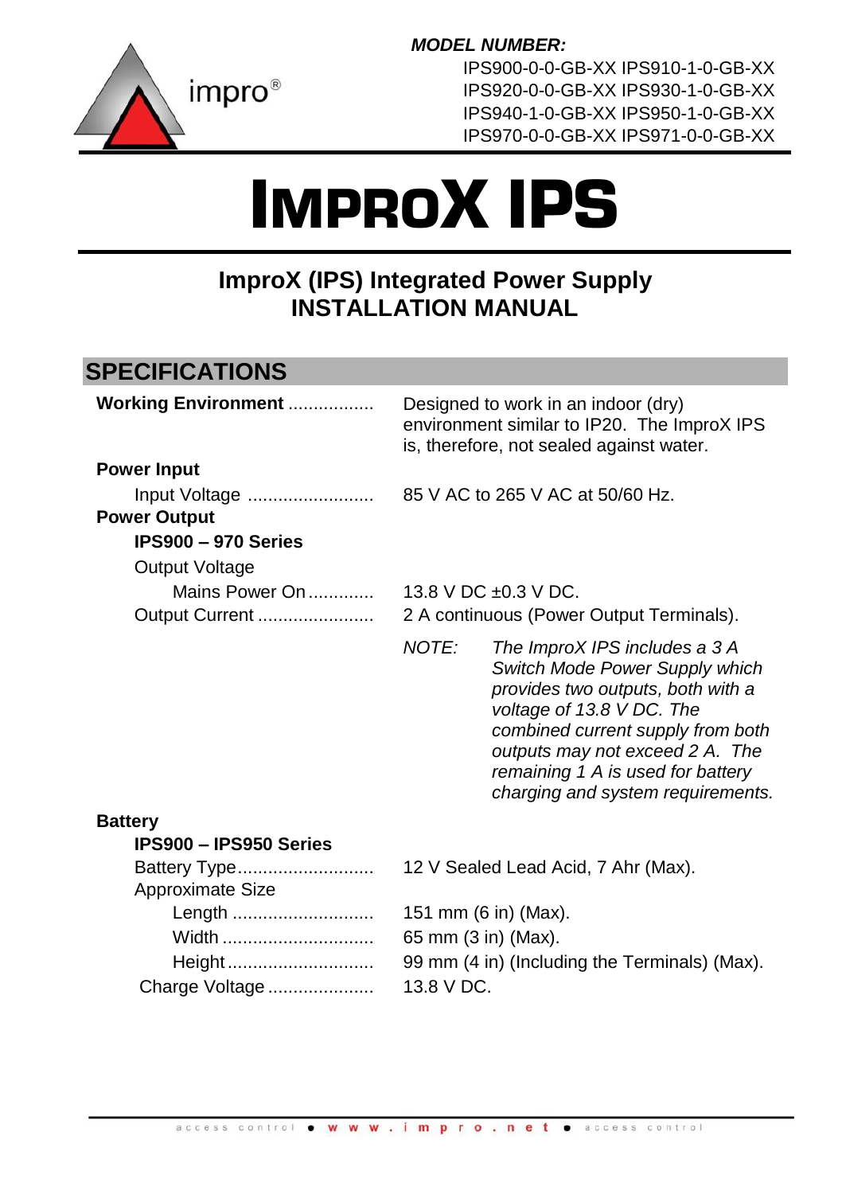impro®

***MODEL NUMBER:***

IPS900-0-0-GB-XX IPS910-1-0-GB-XX
IPS920-0-0-GB-XX IPS930-1-0-GB-XX
IPS940-1-0-GB-XX IPS950-1-0-GB-XX
IPS970-0-0-GB-XX IPS971-0-0-GB-XX

# IMPROX IPS

## ImproX (IPS) Integrated Power Supply
## INSTALLATION MANUAL

## SPECIFICATIONS

**Working Environment** ................. Designed to work in an indoor (dry) environment similar to IP20. The ImproX IPS is, therefore, not sealed against water.

**Power Input**

Input Voltage ......................... 85 V AC to 265 V AC at 50/60 Hz.

**Power Output**

**IPS900 – 970 Series**

Output Voltage

Mains Power On ............. 13.8 V DC ±0.3 V DC.

Output Current ....................... 2 A continuous (Power Output Terminals).

*NOTE: The ImproX IPS includes a 3 A Switch Mode Power Supply which provides two outputs, both with a voltage of 13.8 V DC. The combined current supply from both outputs may not exceed 2 A. The remaining 1 A is used for battery charging and system requirements.*

**Battery**

**IPS900 – IPS950 Series**

Battery Type........................... 12 V Sealed Lead Acid, 7 Ahr (Max).

Approximate Size

Length ............................ 151 mm (6 in) (Max).

Width .............................. 65 mm (3 in) (Max).

Height............................. 99 mm (4 in) (Including the Terminals) (Max).

Charge Voltage ..................... 13.8 V DC.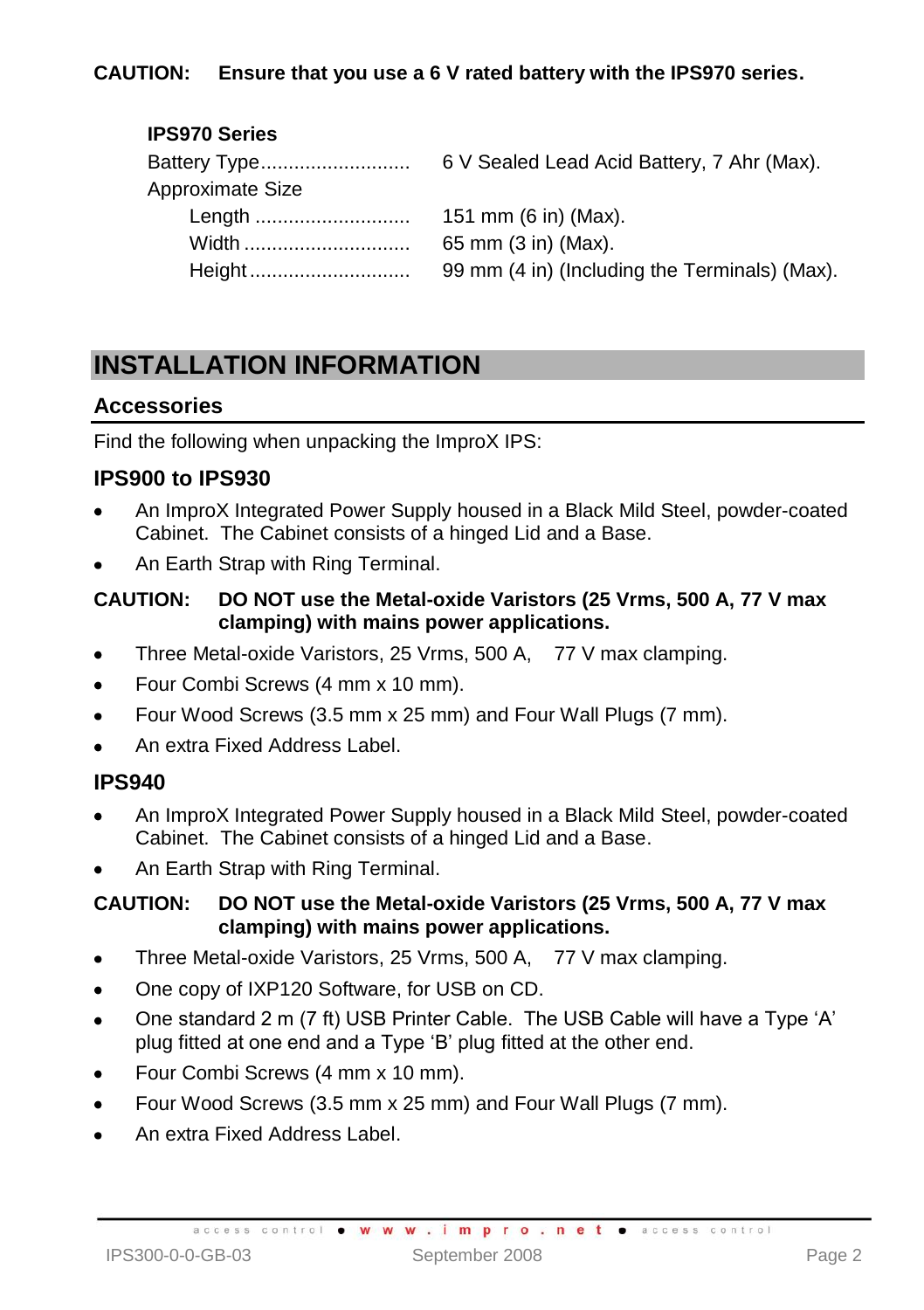**CAUTION: Ensure that you use a 6 V rated battery with the IPS970 series.**

**IPS970 Series**

Battery Type........................... 6 V Sealed Lead Acid Battery, 7 Ahr (Max).

Approximate Size

- Length ............................ 151 mm (6 in) (Max).
- Width .............................. 65 mm (3 in) (Max).
- Height............................. 99 mm (4 in) (Including the Terminals) (Max).

# INSTALLATION INFORMATION

## Accessories

Find the following when unpacking the ImproX IPS:

### IPS900 to IPS930

- An ImproX Integrated Power Supply housed in a Black Mild Steel, powder-coated Cabinet. The Cabinet consists of a hinged Lid and a Base.
- An Earth Strap with Ring Terminal.

**CAUTION: DO NOT use the Metal-oxide Varistors (25 Vrms, 500 A, 77 V max clamping) with mains power applications.**

- Three Metal-oxide Varistors, 25 Vrms, 500 A, 77 V max clamping.
- Four Combi Screws (4 mm x 10 mm).
- Four Wood Screws (3.5 mm x 25 mm) and Four Wall Plugs (7 mm).
- An extra Fixed Address Label.

### IPS940

- An ImproX Integrated Power Supply housed in a Black Mild Steel, powder-coated Cabinet. The Cabinet consists of a hinged Lid and a Base.
- An Earth Strap with Ring Terminal.

**CAUTION: DO NOT use the Metal-oxide Varistors (25 Vrms, 500 A, 77 V max clamping) with mains power applications.**

- Three Metal-oxide Varistors, 25 Vrms, 500 A, 77 V max clamping.
- One copy of IXP120 Software, for USB on CD.
- One standard 2 m (7 ft) USB Printer Cable. The USB Cable will have a Type 'A' plug fitted at one end and a Type 'B' plug fitted at the other end.
- Four Combi Screws (4 mm x 10 mm).
- Four Wood Screws (3.5 mm x 25 mm) and Four Wall Plugs (7 mm).
- An extra Fixed Address Label.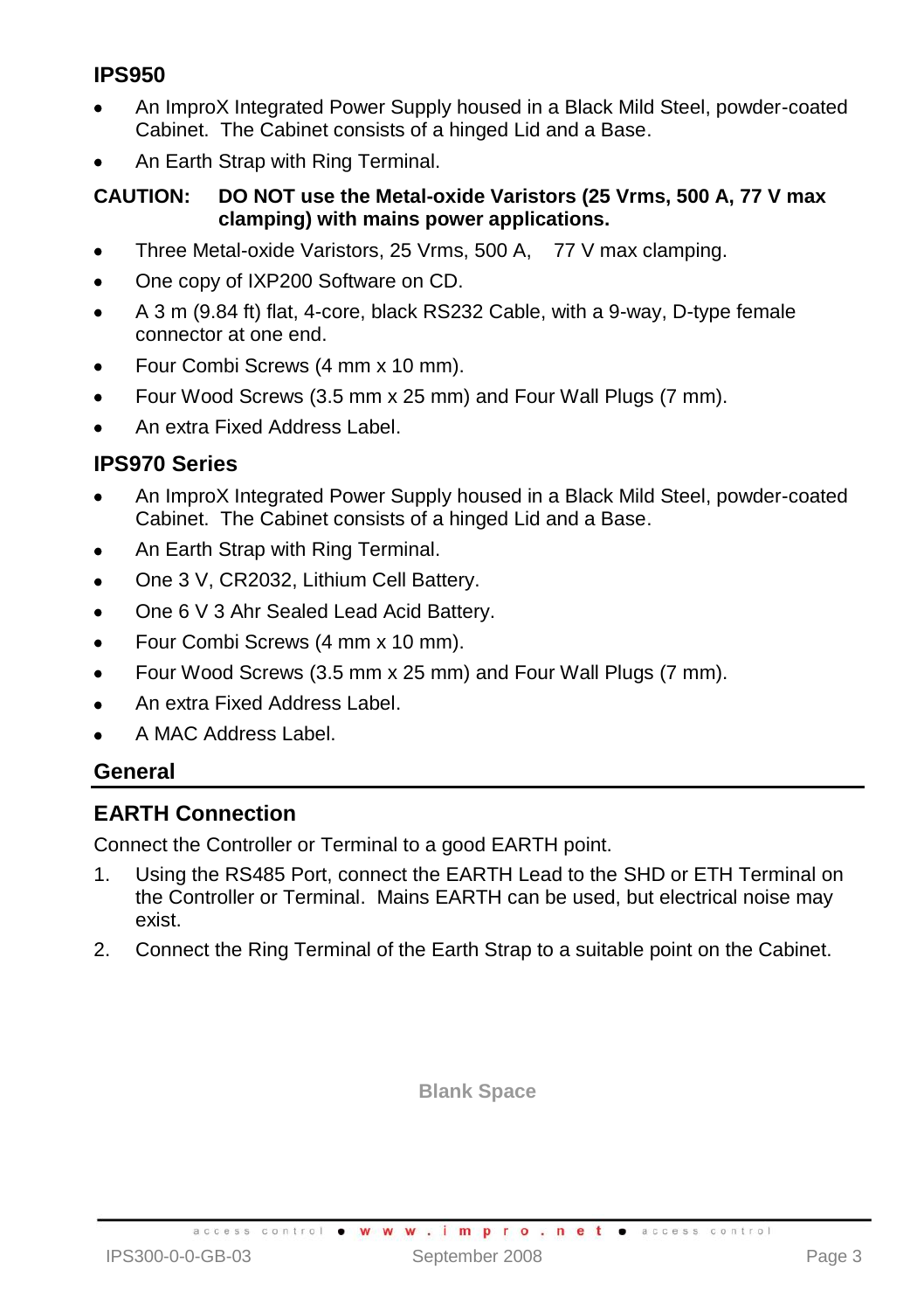## IPS950

- An ImproX Integrated Power Supply housed in a Black Mild Steel, powder-coated Cabinet. The Cabinet consists of a hinged Lid and a Base.
- An Earth Strap with Ring Terminal.

**CAUTION: DO NOT use the Metal-oxide Varistors (25 Vrms, 500 A, 77 V max clamping) with mains power applications.**

- Three Metal-oxide Varistors, 25 Vrms, 500 A, 77 V max clamping.
- One copy of IXP200 Software on CD.
- A 3 m (9.84 ft) flat, 4-core, black RS232 Cable, with a 9-way, D-type female connector at one end.
- Four Combi Screws (4 mm x 10 mm).
- Four Wood Screws (3.5 mm x 25 mm) and Four Wall Plugs (7 mm).
- An extra Fixed Address Label.

## IPS970 Series

- An ImproX Integrated Power Supply housed in a Black Mild Steel, powder-coated Cabinet. The Cabinet consists of a hinged Lid and a Base.
- An Earth Strap with Ring Terminal.
- One 3 V, CR2032, Lithium Cell Battery.
- One 6 V 3 Ahr Sealed Lead Acid Battery.
- Four Combi Screws (4 mm x 10 mm).
- Four Wood Screws (3.5 mm x 25 mm) and Four Wall Plugs (7 mm).
- An extra Fixed Address Label.
- A MAC Address Label.

## General

## EARTH Connection

Connect the Controller or Terminal to a good EARTH point.

1. Using the RS485 Port, connect the EARTH Lead to the SHD or ETH Terminal on the Controller or Terminal. Mains EARTH can be used, but electrical noise may exist.
2. Connect the Ring Terminal of the Earth Strap to a suitable point on the Cabinet.

Blank Space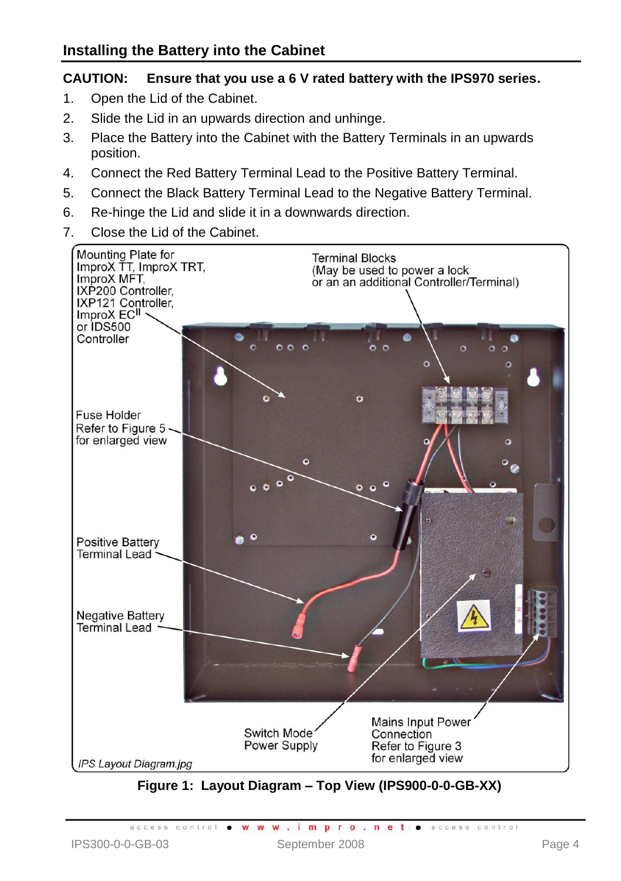## Installing the Battery into the Cabinet

**CAUTION: Ensure that you use a 6 V rated battery with the IPS970 series.**

1. Open the Lid of the Cabinet.
2. Slide the Lid in an upwards direction and unhinge.
3. Place the Battery into the Cabinet with the Battery Terminals in an upwards position.
4. Connect the Red Battery Terminal Lead to the Positive Battery Terminal.
5. Connect the Black Battery Terminal Lead to the Negative Battery Terminal.
6. Re-hinge the Lid and slide it in a downwards direction.
7. Close the Lid of the Cabinet.

Mounting Plate for ImproX TT, ImproX TRT, ImproX MFT, IXP200 Controller, IXP121 Controller, ImproX EC[II] or IDS500 Controller

Terminal Blocks (May be used to power a lock or an an additional Controller/Terminal)

Fuse Holder Refer to Figure 5 for enlarged view

Positive Battery Terminal Lead

Negative Battery Terminal Lead

Switch Mode Power Supply

Mains Input Power Connection Refer to Figure 3 for enlarged view

*IPS Layout Diagram.jpg*

**Figure 1: Layout Diagram – Top View (IPS900-0-0-GB-XX)**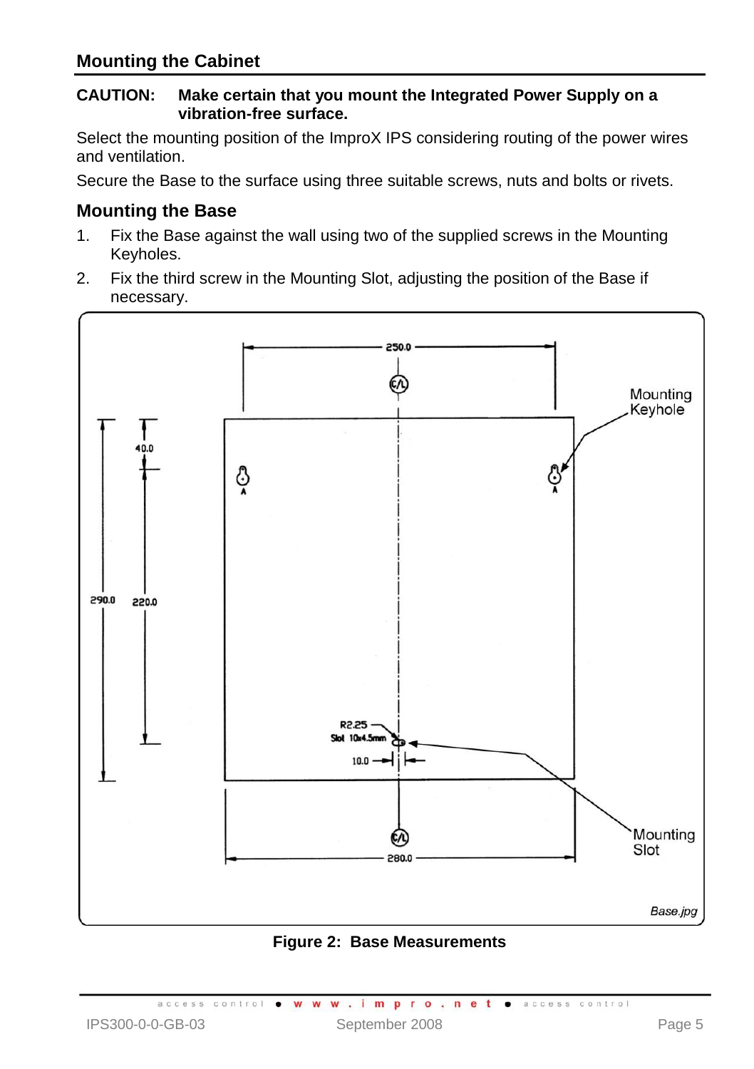## Mounting the Cabinet

**CAUTION: Make certain that you mount the Integrated Power Supply on a vibration-free surface.**

Select the mounting position of the ImproX IPS considering routing of the power wires and ventilation.

Secure the Base to the surface using three suitable screws, nuts and bolts or rivets.

### Mounting the Base

1. Fix the Base against the wall using two of the supplied screws in the Mounting Keyholes.
2. Fix the third screw in the Mounting Slot, adjusting the position of the Base if necessary.

**Figure 2: Base Measurements**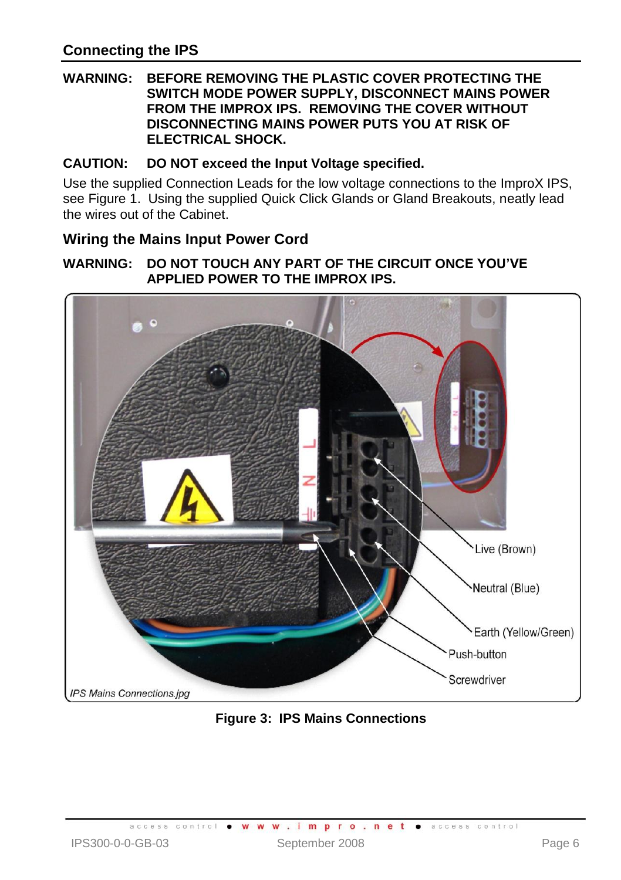## Connecting the IPS

**WARNING: BEFORE REMOVING THE PLASTIC COVER PROTECTING THE SWITCH MODE POWER SUPPLY, DISCONNECT MAINS POWER FROM THE IMPROX IPS. REMOVING THE COVER WITHOUT DISCONNECTING MAINS POWER PUTS YOU AT RISK OF ELECTRICAL SHOCK.**

**CAUTION: DO NOT exceed the Input Voltage specified.**

Use the supplied Connection Leads for the low voltage connections to the ImproX IPS, see Figure 1. Using the supplied Quick Click Glands or Gland Breakouts, neatly lead the wires out of the Cabinet.

### Wiring the Mains Input Power Cord

**WARNING: DO NOT TOUCH ANY PART OF THE CIRCUIT ONCE YOU'VE APPLIED POWER TO THE IMPROX IPS.**

Live (Brown)

Neutral (Blue)

Earth (Yellow/Green)

Push-button

Screwdriver

*IPS Mains Connections.jpg*

**Figure 3: IPS Mains Connections**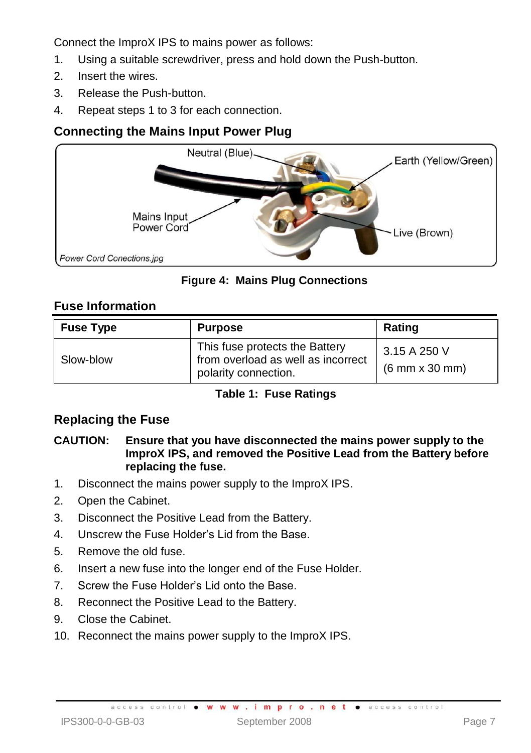Connect the ImproX IPS to mains power as follows:

1. Using a suitable screwdriver, press and hold down the Push-button.
2. Insert the wires.
3. Release the Push-button.
4. Repeat steps 1 to 3 for each connection.

## Connecting the Mains Input Power Plug

**Figure 4: Mains Plug Connections**

## Fuse Information

| Fuse Type | Purpose | Rating |
| --- | --- | --- |
| Slow-blow | This fuse protects the Battery from overload as well as incorrect polarity connection. | 3.15 A 250 V (6 mm x 30 mm) |

**Table 1: Fuse Ratings**

## Replacing the Fuse

**CAUTION: Ensure that you have disconnected the mains power supply to the ImproX IPS, and removed the Positive Lead from the Battery before replacing the fuse.**

1. Disconnect the mains power supply to the ImproX IPS.
2. Open the Cabinet.
3. Disconnect the Positive Lead from the Battery.
4. Unscrew the Fuse Holder's Lid from the Base.
5. Remove the old fuse.
6. Insert a new fuse into the longer end of the Fuse Holder.
7. Screw the Fuse Holder's Lid onto the Base.
8. Reconnect the Positive Lead to the Battery.
9. Close the Cabinet.
10. Reconnect the mains power supply to the ImproX IPS.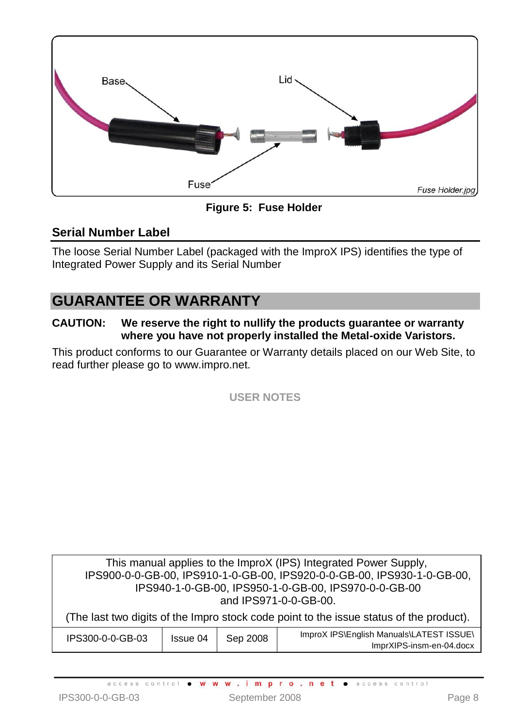Base

Lid

Fuse

*Fuse Holder.jpg*

**Figure 5: Fuse Holder**

## Serial Number Label

The loose Serial Number Label (packaged with the ImproX IPS) identifies the type of Integrated Power Supply and its Serial Number

# GUARANTEE OR WARRANTY

**CAUTION: We reserve the right to nullify the products guarantee or warranty where you have not properly installed the Metal-oxide Varistors.**

This product conforms to our Guarantee or Warranty details placed on our Web Site, to read further please go to www.impro.net.

**USER NOTES**

| | | | |
|---|---|---|---|
| This manual applies to the ImproX (IPS) Integrated Power Supply, IPS900-0-0-GB-00, IPS910-1-0-GB-00, IPS920-0-0-GB-00, IPS930-1-0-GB-00, IPS940-1-0-GB-00, IPS950-1-0-GB-00, IPS970-0-0-GB-00 and IPS971-0-0-GB-00. (The last two digits of the Impro stock code point to the issue status of the product). | | | |
| IPS300-0-0-GB-03 | Issue 04 | Sep 2008 | ImproX IPS\English Manuals\LATEST ISSUE\ImprXIPS-insm-en-04.docx |